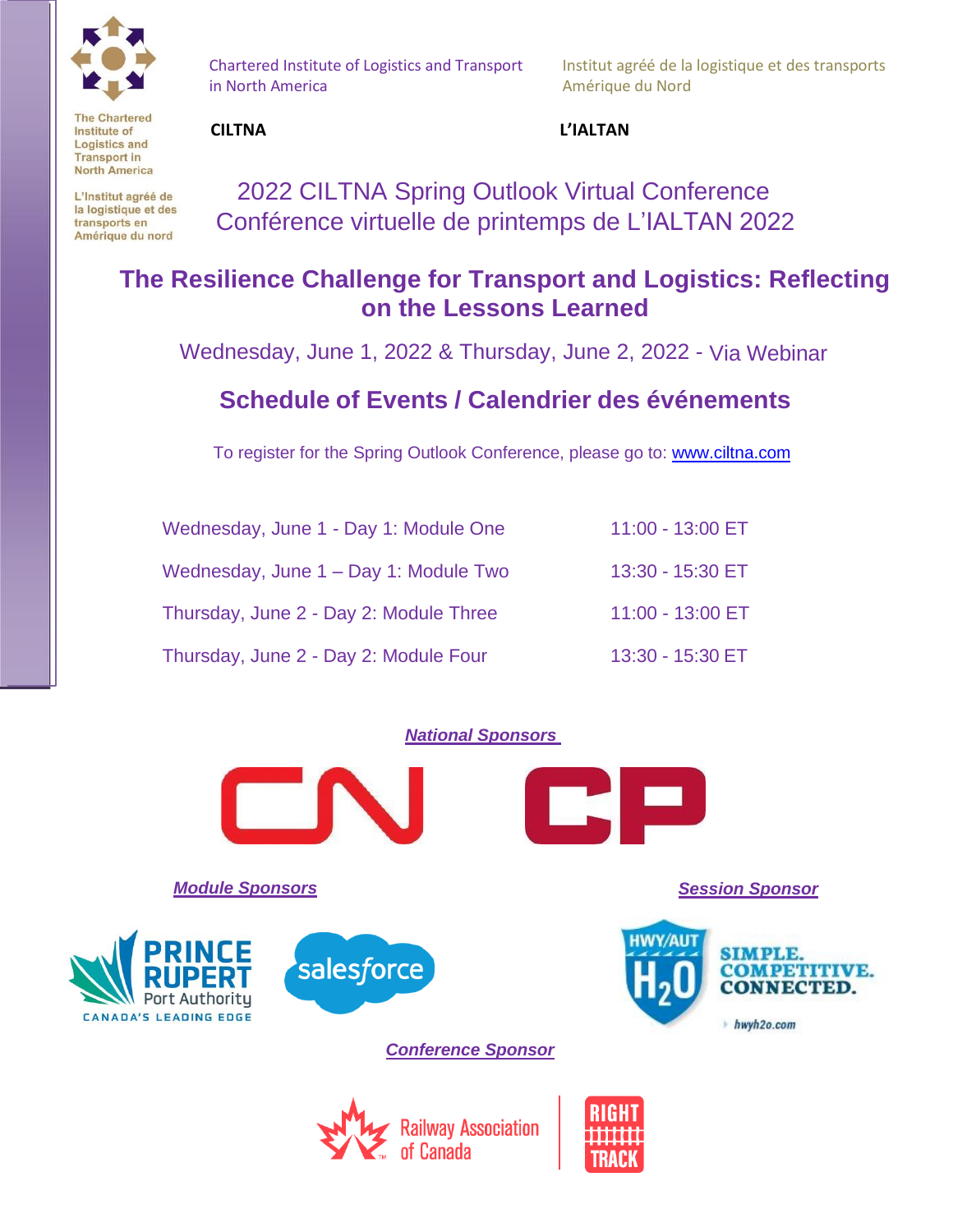The Chartered Institute of Logistics and Transport in North America

L'Institut agréé de la logistique et des transports en Amérique du nord

Chartered Institute of Logistics and Transport in North America

Institut agréé de la logistique et des transports Amérique du Nord

**CILTNA**

**L'IALTAN**

2022 CILTNA Spring Outlook Virtual Conference
Conférence virtuelle de printemps de L'IALTAN 2022

# The Resilience Challenge for Transport and Logistics: Reflecting on the Lessons Learned

Wednesday, June 1, 2022 & Thursday, June 2, 2022 - Via Webinar

## Schedule of Events / Calendrier des événements

To register for the Spring Outlook Conference, please go to: www.ciltna.com

| | |
|---|---|
| Wednesday, June 1 - Day 1: Module One | 11:00 - 13:00 ET |
| Wednesday, June 1 – Day 1: Module Two | 13:30 - 15:30 ET |
| Thursday, June 2 - Day 2: Module Three | 11:00 - 13:00 ET |
| Thursday, June 2 - Day 2: Module Four | 13:30 - 15:30 ET |

***National Sponsors***

CN CP

***Module Sponsors***

PRINCE RUPERT Port Authority – CANADA'S LEADING EDGE

salesforce

***Session Sponsor***

HWY/AUT H2O – SIMPLE. COMPETITIVE. CONNECTED. hwyh2o.com

***Conference Sponsor***

Railway Association of Canada – RIGHT TRACK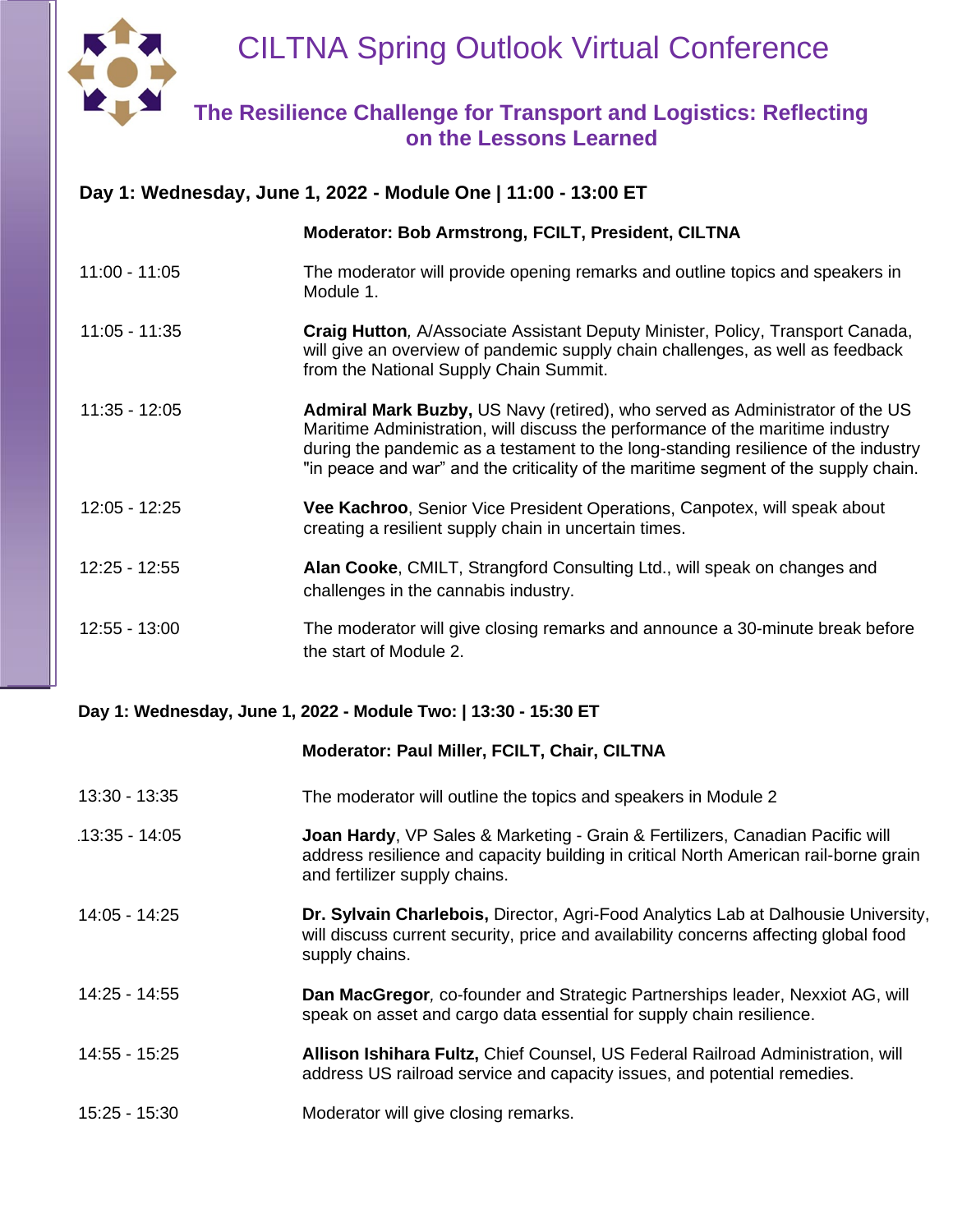# CILTNA Spring Outlook Virtual Conference

## The Resilience Challenge for Transport and Logistics: Reflecting on the Lessons Learned

### Day 1: Wednesday, June 1, 2022 - Module One | 11:00 - 13:00 ET

**Moderator: Bob Armstrong, FCILT, President, CILTNA**

| | |
|---|---|
| 11:00 - 11:05 | The moderator will provide opening remarks and outline topics and speakers in Module 1. |
| 11:05 - 11:35 | **Craig Hutton**, A/Associate Assistant Deputy Minister, Policy, Transport Canada, will give an overview of pandemic supply chain challenges, as well as feedback from the National Supply Chain Summit. |
| 11:35 - 12:05 | **Admiral Mark Buzby,** US Navy (retired), who served as Administrator of the US Maritime Administration, will discuss the performance of the maritime industry during the pandemic as a testament to the long-standing resilience of the industry "in peace and war" and the criticality of the maritime segment of the supply chain. |
| 12:05 - 12:25 | **Vee Kachroo**, Senior Vice President Operations, Canpotex, will speak about creating a resilient supply chain in uncertain times. |
| 12:25 - 12:55 | **Alan Cooke**, CMILT, Strangford Consulting Ltd., will speak on changes and challenges in the cannabis industry. |
| 12:55 - 13:00 | The moderator will give closing remarks and announce a 30-minute break before the start of Module 2. |

### Day 1: Wednesday, June 1, 2022 - Module Two: | 13:30 - 15:30 ET

**Moderator: Paul Miller, FCILT, Chair, CILTNA**

| | |
|---|---|
| 13:30 - 13:35 | The moderator will outline the topics and speakers in Module 2 |
| .13:35 - 14:05 | **Joan Hardy**, VP Sales & Marketing - Grain & Fertilizers, Canadian Pacific will address resilience and capacity building in critical North American rail-borne grain and fertilizer supply chains. |
| 14:05 - 14:25 | **Dr. Sylvain Charlebois,** Director, Agri-Food Analytics Lab at Dalhousie University, will discuss current security, price and availability concerns affecting global food supply chains. |
| 14:25 - 14:55 | **Dan MacGregor**, co-founder and Strategic Partnerships leader, Nexxiot AG, will speak on asset and cargo data essential for supply chain resilience. |
| 14:55 - 15:25 | **Allison Ishihara Fultz,** Chief Counsel, US Federal Railroad Administration, will address US railroad service and capacity issues, and potential remedies. |
| 15:25 - 15:30 | Moderator will give closing remarks. |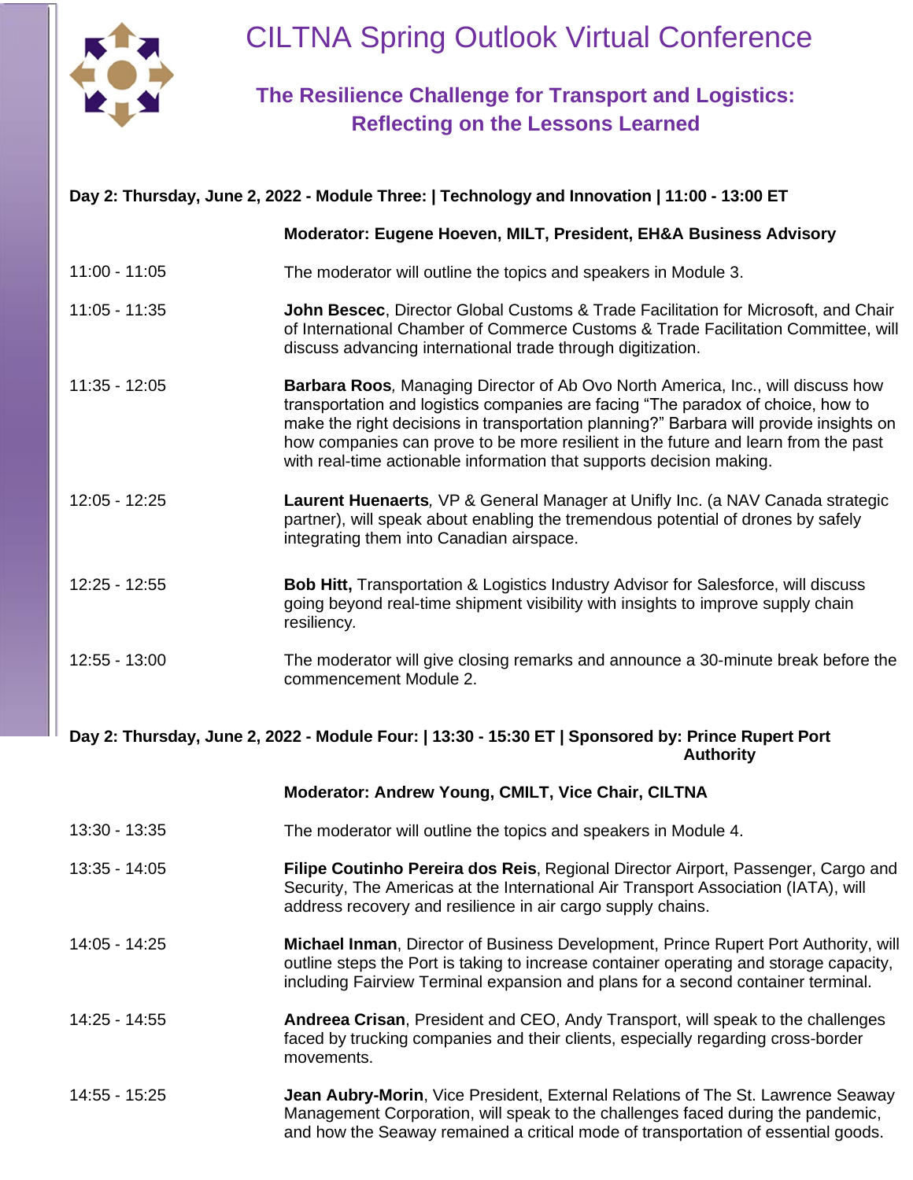# CILTNA Spring Outlook Virtual Conference

## The Resilience Challenge for Transport and Logistics: Reflecting on the Lessons Learned

**Day 2: Thursday, June 2, 2022 - Module Three: | Technology and Innovation | 11:00 - 13:00 ET**

**Moderator: Eugene Hoeven, MILT, President, EH&A Business Advisory**

| Time | Session |
|---|---|
| 11:00 - 11:05 | The moderator will outline the topics and speakers in Module 3. |
| 11:05 - 11:35 | **John Bescec**, Director Global Customs & Trade Facilitation for Microsoft, and Chair of International Chamber of Commerce Customs & Trade Facilitation Committee, will discuss advancing international trade through digitization. |
| 11:35 - 12:05 | **Barbara Roos***,* Managing Director of Ab Ovo North America, Inc., will discuss how transportation and logistics companies are facing "The paradox of choice, how to make the right decisions in transportation planning?" Barbara will provide insights on how companies can prove to be more resilient in the future and learn from the past with real-time actionable information that supports decision making. |
| 12:05 - 12:25 | **Laurent Huenaerts***,* VP & General Manager at Unifly Inc. (a NAV Canada strategic partner), will speak about enabling the tremendous potential of drones by safely integrating them into Canadian airspace. |
| 12:25 - 12:55 | **Bob Hitt,** Transportation & Logistics Industry Advisor for Salesforce, will discuss going beyond real-time shipment visibility with insights to improve supply chain resiliency*.* |
| 12:55 - 13:00 | The moderator will give closing remarks and announce a 30-minute break before the commencement Module 2. |

**Day 2: Thursday, June 2, 2022 - Module Four: | 13:30 - 15:30 ET | Sponsored by: Prince Rupert Port Authority**

**Moderator: Andrew Young, CMILT, Vice Chair, CILTNA**

| Time | Session |
|---|---|
| 13:30 - 13:35 | The moderator will outline the topics and speakers in Module 4. |
| 13:35 - 14:05 | **Filipe Coutinho Pereira dos Reis**, Regional Director Airport, Passenger, Cargo and Security, The Americas at the International Air Transport Association (IATA), will address recovery and resilience in air cargo supply chains. |
| 14:05 - 14:25 | **Michael Inman**, Director of Business Development, Prince Rupert Port Authority, will outline steps the Port is taking to increase container operating and storage capacity, including Fairview Terminal expansion and plans for a second container terminal. |
| 14:25 - 14:55 | **Andreea Crisan**, President and CEO, Andy Transport, will speak to the challenges faced by trucking companies and their clients, especially regarding cross-border movements. |
| 14:55 - 15:25 | **Jean Aubry-Morin**, Vice President, External Relations of The St. Lawrence Seaway Management Corporation, will speak to the challenges faced during the pandemic, and how the Seaway remained a critical mode of transportation of essential goods. |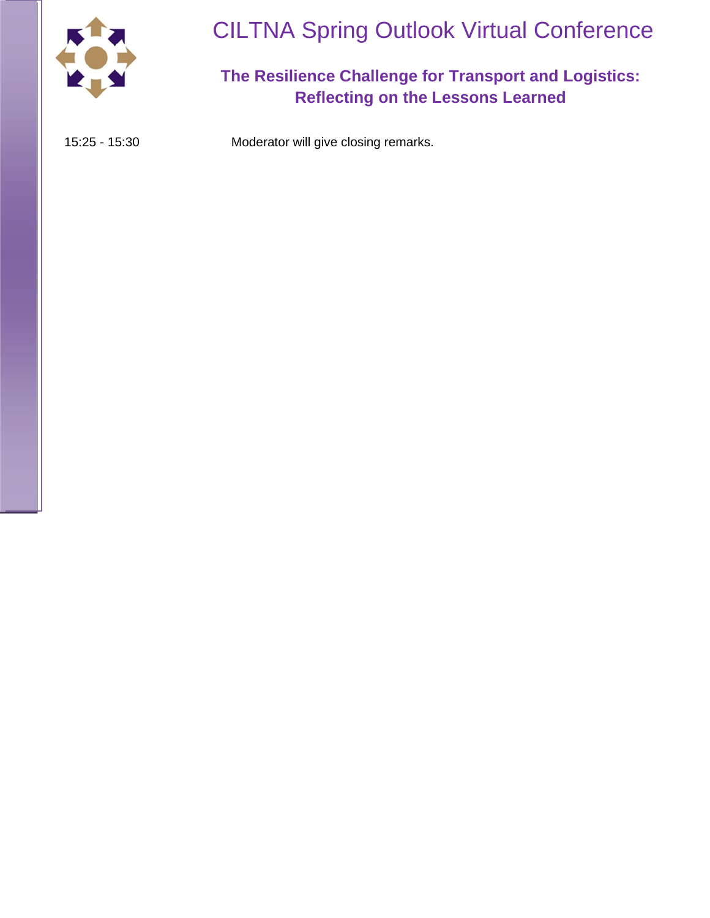# CILTNA Spring Outlook Virtual Conference

## The Resilience Challenge for Transport and Logistics: Reflecting on the Lessons Learned

| | |
|---|---|
| 15:25 - 15:30 | Moderator will give closing remarks. |